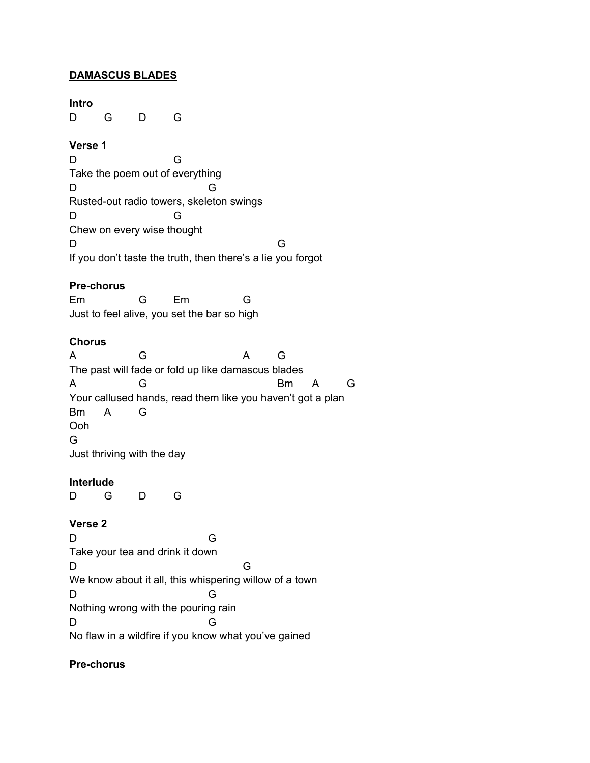**DAMASCUS BLADES**

**Intro**

```
D        G        D        G
```

**Verse 1**

```
D                        G
Take the poem out of everything
D                                  G
Rusted-out radio towers, skeleton swings
D                        G
Chew on every wise thought
D                                               G
If you don't taste the truth, then there's a lie you forgot
```

**Pre-chorus**

```
Em              G        Em              G
Just to feel alive, you set the bar so high
```

**Chorus**

```
A               G                        A        G
The past will fade or fold up like damascus blades
A               G                                 Bm     A        G
Your callused hands, read them like you haven't got a plan
Bm     A        G
Ooh
G
Just thriving with the day
```

**Interlude**

```
D        G        D        G
```

**Verse 2**

```
D                                  G
Take your tea and drink it down
D                                          G
We know about it all, this whispering willow of a town
D                                  G
Nothing wrong with the pouring rain
D                                  G
No flaw in a wildfire if you know what you've gained
```

**Pre-chorus**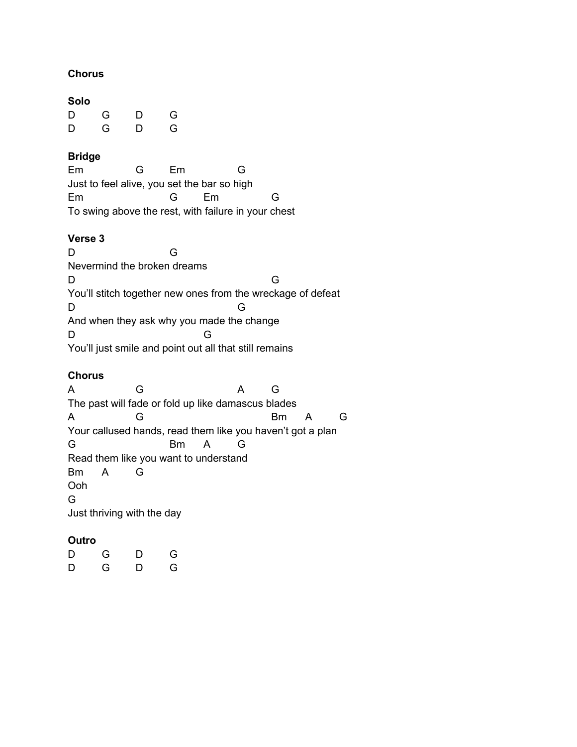**Chorus**

**Solo**

```
D       G       D       G
D       G       D       G
```

**Bridge**

```
Em              G       Em              G
Just to feel alive, you set the bar so high
Em                      G       Em              G
To swing above the rest, with failure in your chest
```

**Verse 3**

```
D                       G
Nevermind the broken dreams
D                                               G
You'll stitch together new ones from the wreckage of defeat
D                                       G
And when they ask why you made the change
D                               G
You'll just smile and point out all that still remains
```

**Chorus**

```
A               G                       A       G
The past will fade or fold up like damascus blades
A               G                               Bm      A       G
Your callused hands, read them like you haven't got a plan
G                       Bm      A       G
Read them like you want to understand
Bm      A       G
Ooh
G
Just thriving with the day
```

**Outro**

```
D       G       D       G
D       G       D       G
```